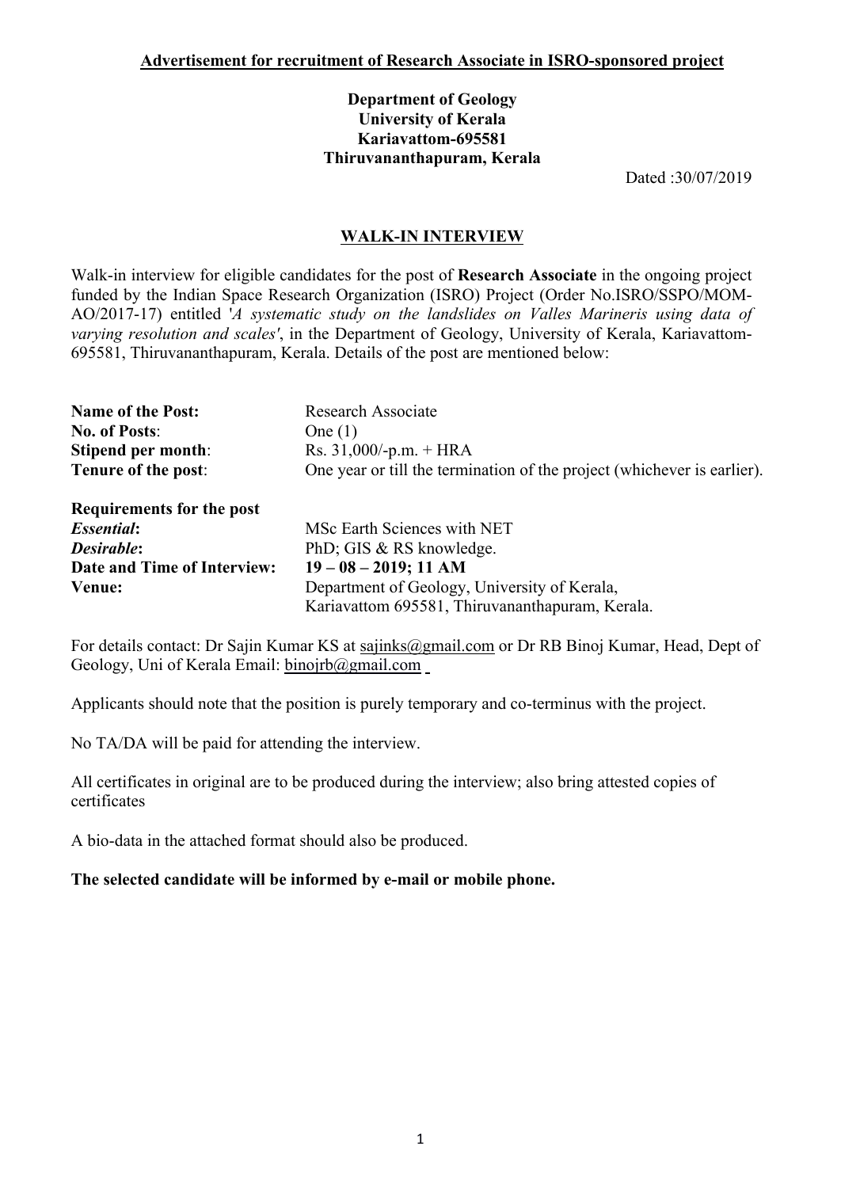**Advertisement for recruitment of Research Associate in ISRO-sponsored project**

**Department of Geology**
**University of Kerala**
**Kariavattom-695581**
**Thiruvananthapuram, Kerala**

Dated :30/07/2019

## WALK-IN INTERVIEW

Walk-in interview for eligible candidates for the post of **Research Associate** in the ongoing project funded by the Indian Space Research Organization (ISRO) Project (Order No.ISRO/SSPO/MOM-AO/2017-17) entitled '*A systematic study on the landslides on Valles Marineris using data of varying resolution and scales*', in the Department of Geology, University of Kerala, Kariavattom-695581, Thiruvananthapuram, Kerala. Details of the post are mentioned below:

| | |
|---|---|
| **Name of the Post:** | Research Associate |
| **No. of Posts**: | One (1) |
| **Stipend per month**: | Rs. 31,000/-p.m. + HRA |
| **Tenure of the post**: | One year or till the termination of the project (whichever is earlier). |
| **Requirements for the post** | |
| ***Essential*:** | MSc Earth Sciences with NET |
| ***Desirable*:** | PhD; GIS & RS knowledge. |
| **Date and Time of Interview:** | **19 – 08 – 2019; 11 AM** |
| **Venue:** | Department of Geology, University of Kerala, Kariavattom 695581, Thiruvananthapuram, Kerala. |

For details contact: Dr Sajin Kumar KS at sajinks@gmail.com or Dr RB Binoj Kumar, Head, Dept of Geology, Uni of Kerala Email: binojrb@gmail.com

Applicants should note that the position is purely temporary and co-terminus with the project.

No TA/DA will be paid for attending the interview.

All certificates in original are to be produced during the interview; also bring attested copies of certificates

A bio-data in the attached format should also be produced.

**The selected candidate will be informed by e-mail or mobile phone.**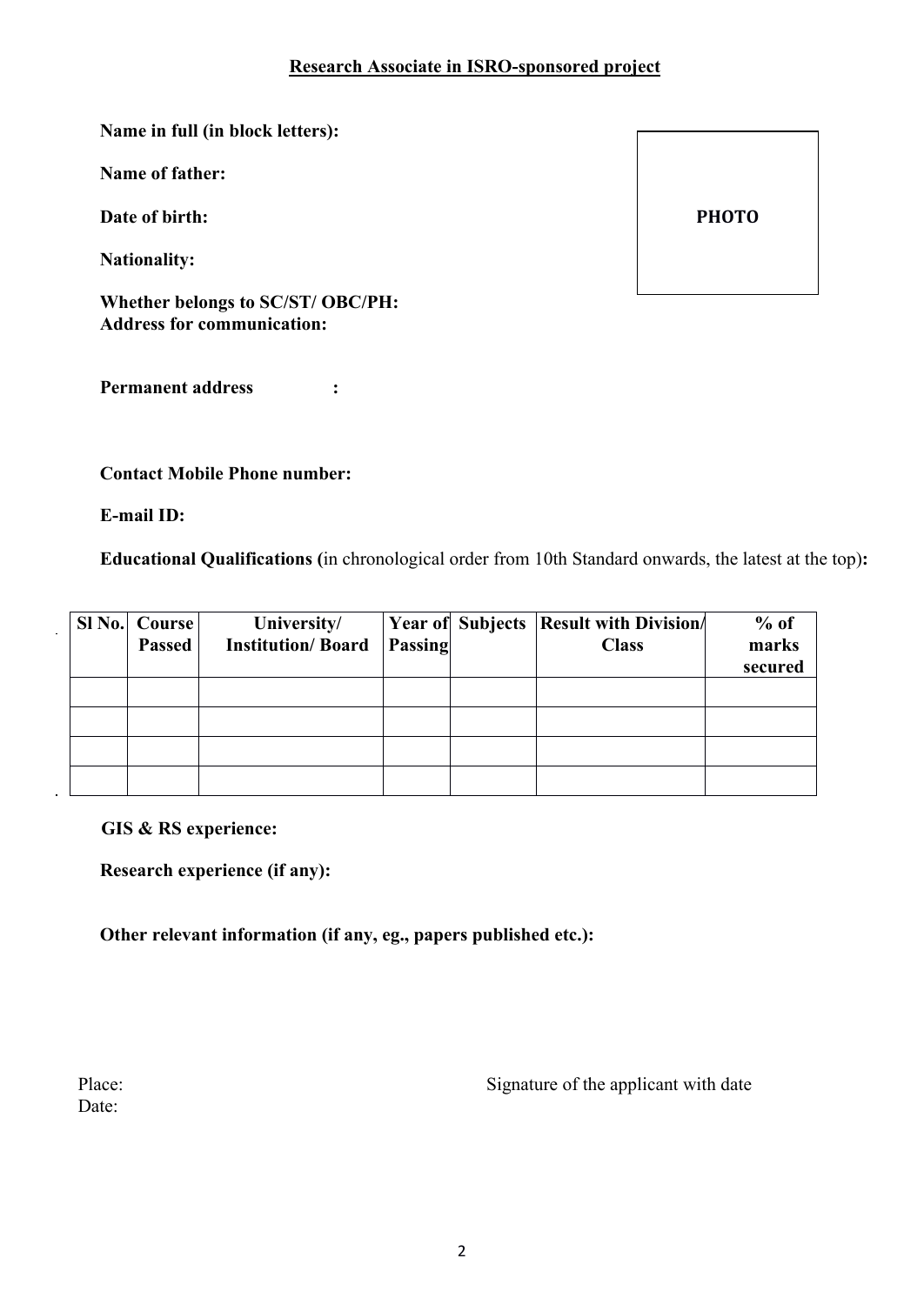**Research Associate in ISRO-sponsored project**

**Name in full (in block letters):**

**Name of father:**

**Date of birth:**

**Nationality:**

**Whether belongs to SC/ST/ OBC/PH:**
**Address for communication:**

PHOTO

**Permanent address :**

**Contact Mobile Phone number:**

**E-mail ID:**

**Educational Qualifications (**in chronological order from 10th Standard onwards, the latest at the top)**:**

| Sl No. | Course Passed | University/ Institution/ Board | Year of Passing | Subjects | Result with Division/ Class | % of marks secured |
|---|---|---|---|---|---|---|
| | | | | | | |
| | | | | | | |
| | | | | | | |
| | | | | | | |

**GIS & RS experience:**

**Research experience (if any):**

**Other relevant information (if any, eg., papers published etc.):**

Place:
Date:

Signature of the applicant with date